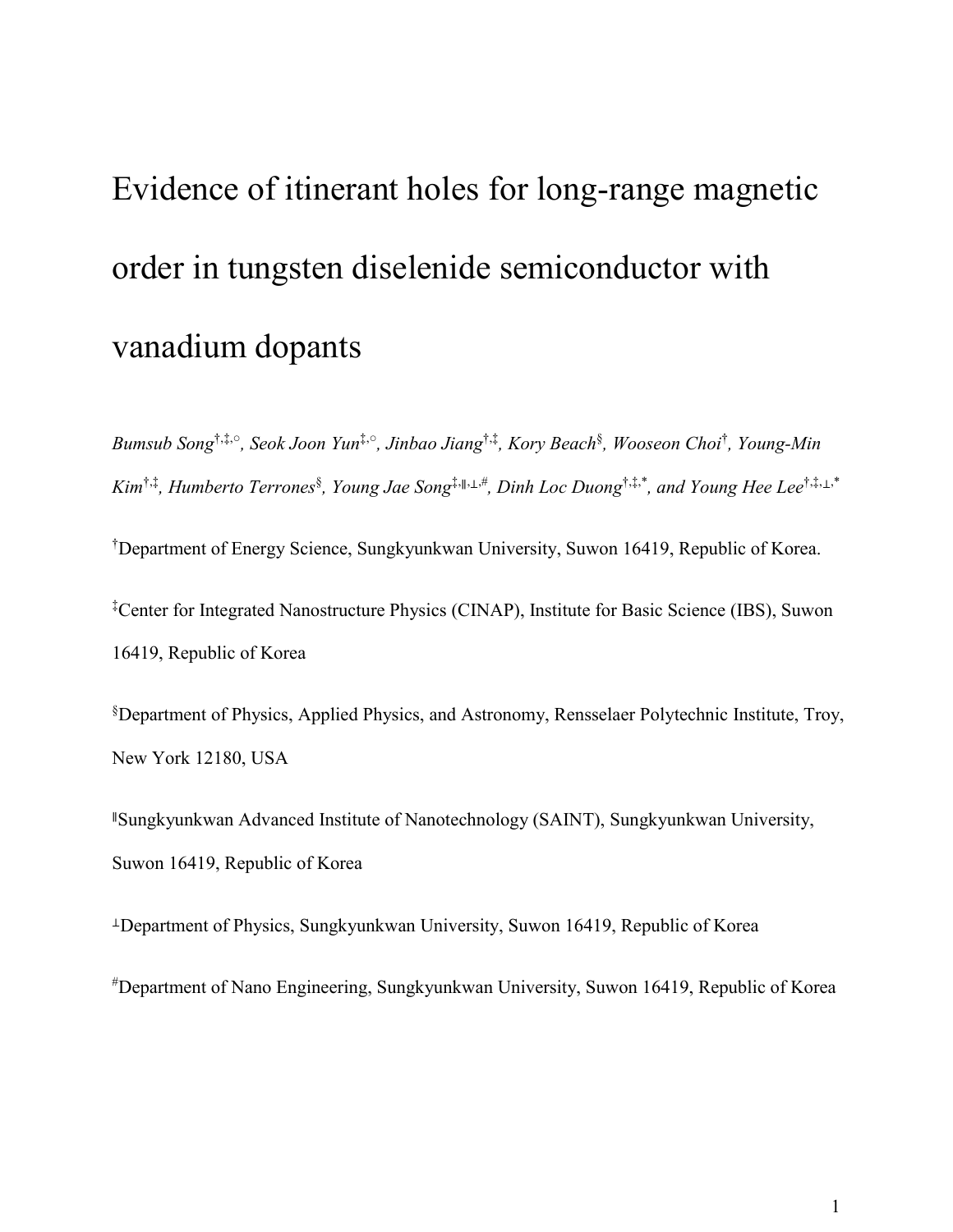# Evidence of itinerant holes for long-range magnetic order in tungsten diselenide semiconductor with vanadium dopants

*Bumsub Song[†,‡,○], Seok Joon Yun[‡,○], Jinbao Jiang[†,‡], Kory Beach[§], Wooseon Choi[†], Young-Min Kim[†,‡], Humberto Terrones[§], Young Jae Song[‡,∥,⊥,#], Dinh Loc Duong[†,‡,*], and Young Hee Lee[†,‡,⊥,*]*

[†]Department of Energy Science, Sungkyunkwan University, Suwon 16419, Republic of Korea.

[‡]Center for Integrated Nanostructure Physics (CINAP), Institute for Basic Science (IBS), Suwon 16419, Republic of Korea

[§]Department of Physics, Applied Physics, and Astronomy, Rensselaer Polytechnic Institute, Troy, New York 12180, USA

[∥]Sungkyunkwan Advanced Institute of Nanotechnology (SAINT), Sungkyunkwan University, Suwon 16419, Republic of Korea

[⊥]Department of Physics, Sungkyunkwan University, Suwon 16419, Republic of Korea

[#]Department of Nano Engineering, Sungkyunkwan University, Suwon 16419, Republic of Korea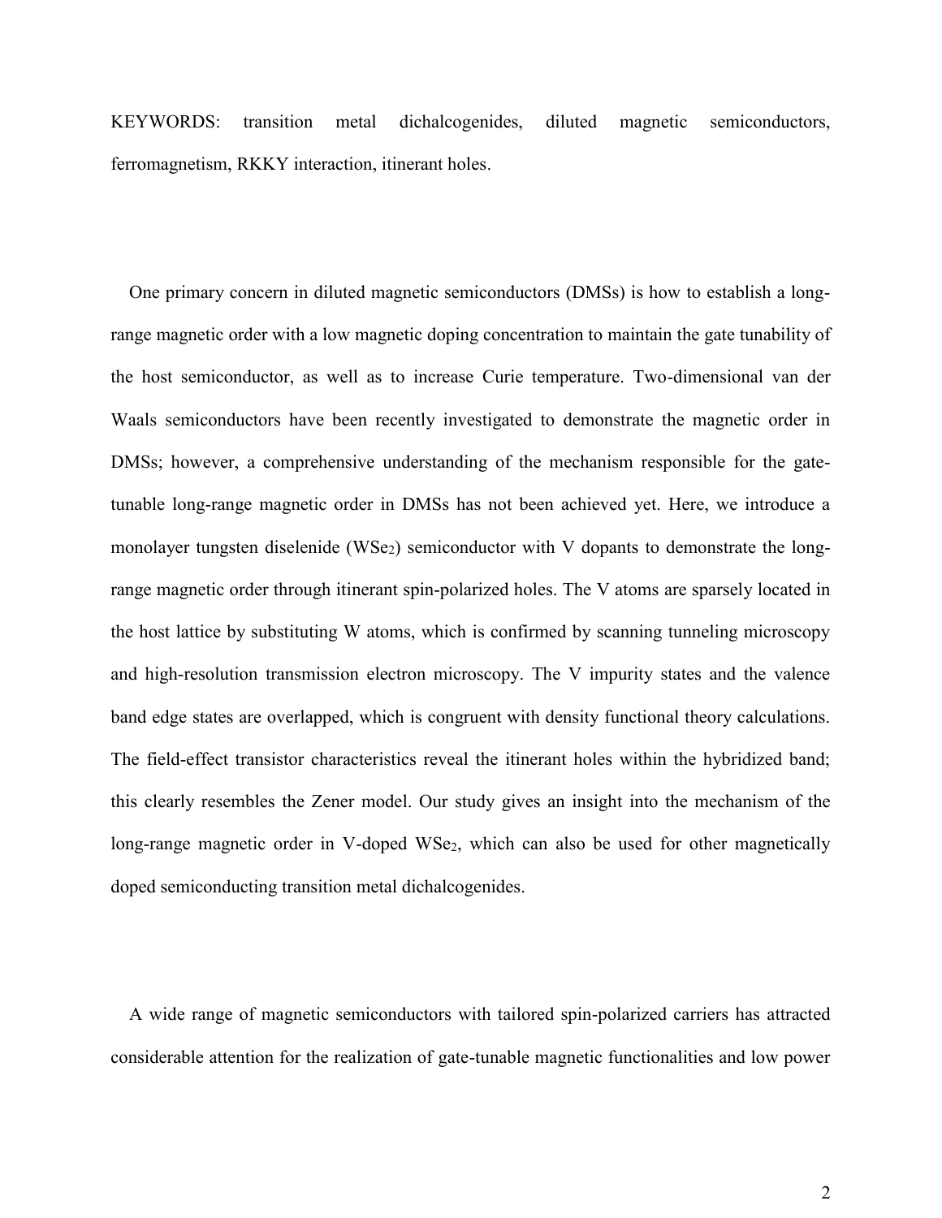KEYWORDS: transition metal dichalcogenides, diluted magnetic semiconductors, ferromagnetism, RKKY interaction, itinerant holes.

One primary concern in diluted magnetic semiconductors (DMSs) is how to establish a long-range magnetic order with a low magnetic doping concentration to maintain the gate tunability of the host semiconductor, as well as to increase Curie temperature. Two-dimensional van der Waals semiconductors have been recently investigated to demonstrate the magnetic order in DMSs; however, a comprehensive understanding of the mechanism responsible for the gate-tunable long-range magnetic order in DMSs has not been achieved yet. Here, we introduce a monolayer tungsten diselenide ($WSe_2$) semiconductor with V dopants to demonstrate the long-range magnetic order through itinerant spin-polarized holes. The V atoms are sparsely located in the host lattice by substituting W atoms, which is confirmed by scanning tunneling microscopy and high-resolution transmission electron microscopy. The V impurity states and the valence band edge states are overlapped, which is congruent with density functional theory calculations. The field-effect transistor characteristics reveal the itinerant holes within the hybridized band; this clearly resembles the Zener model. Our study gives an insight into the mechanism of the long-range magnetic order in V-doped $WSe_2$, which can also be used for other magnetically doped semiconducting transition metal dichalcogenides.

A wide range of magnetic semiconductors with tailored spin-polarized carriers has attracted considerable attention for the realization of gate-tunable magnetic functionalities and low power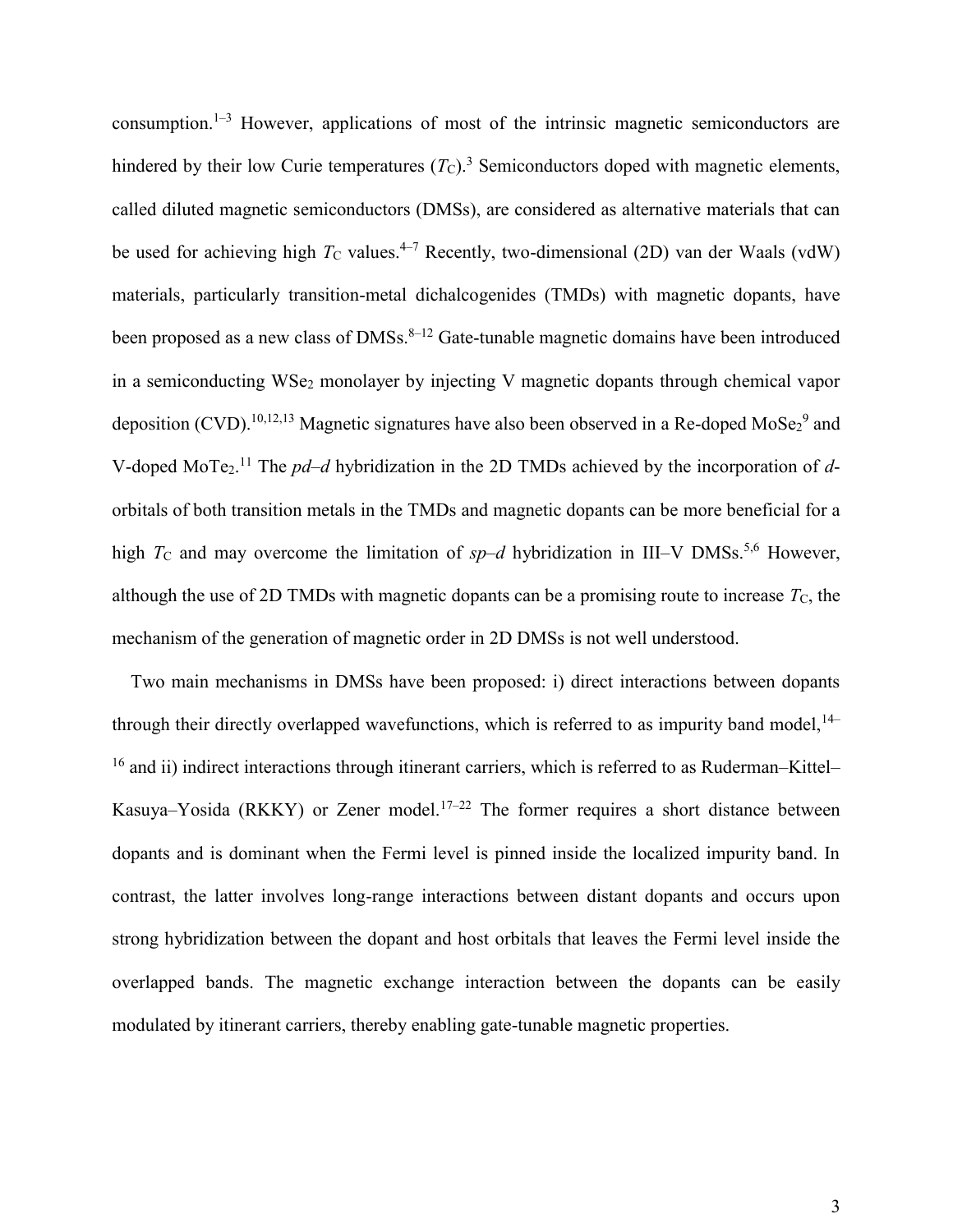consumption.[1–3] However, applications of most of the intrinsic magnetic semiconductors are hindered by their low Curie temperatures ($T_C$).[3] Semiconductors doped with magnetic elements, called diluted magnetic semiconductors (DMSs), are considered as alternative materials that can be used for achieving high $T_C$ values.[4–7] Recently, two-dimensional (2D) van der Waals (vdW) materials, particularly transition-metal dichalcogenides (TMDs) with magnetic dopants, have been proposed as a new class of DMSs.[8–12] Gate-tunable magnetic domains have been introduced in a semiconducting $WSe_2$ monolayer by injecting V magnetic dopants through chemical vapor deposition (CVD).[10,12,13] Magnetic signatures have also been observed in a Re-doped $MoSe_2$[9] and V-doped $MoTe_2$.[11] The *pd*–*d* hybridization in the 2D TMDs achieved by the incorporation of *d*-orbitals of both transition metals in the TMDs and magnetic dopants can be more beneficial for a high $T_C$ and may overcome the limitation of *sp*–*d* hybridization in III–V DMSs.[5,6] However, although the use of 2D TMDs with magnetic dopants can be a promising route to increase $T_C$, the mechanism of the generation of magnetic order in 2D DMSs is not well understood.

Two main mechanisms in DMSs have been proposed: i) direct interactions between dopants through their directly overlapped wavefunctions, which is referred to as impurity band model,[14–16] and ii) indirect interactions through itinerant carriers, which is referred to as Ruderman–Kittel–Kasuya–Yosida (RKKY) or Zener model.[17–22] The former requires a short distance between dopants and is dominant when the Fermi level is pinned inside the localized impurity band. In contrast, the latter involves long-range interactions between distant dopants and occurs upon strong hybridization between the dopant and host orbitals that leaves the Fermi level inside the overlapped bands. The magnetic exchange interaction between the dopants can be easily modulated by itinerant carriers, thereby enabling gate-tunable magnetic properties.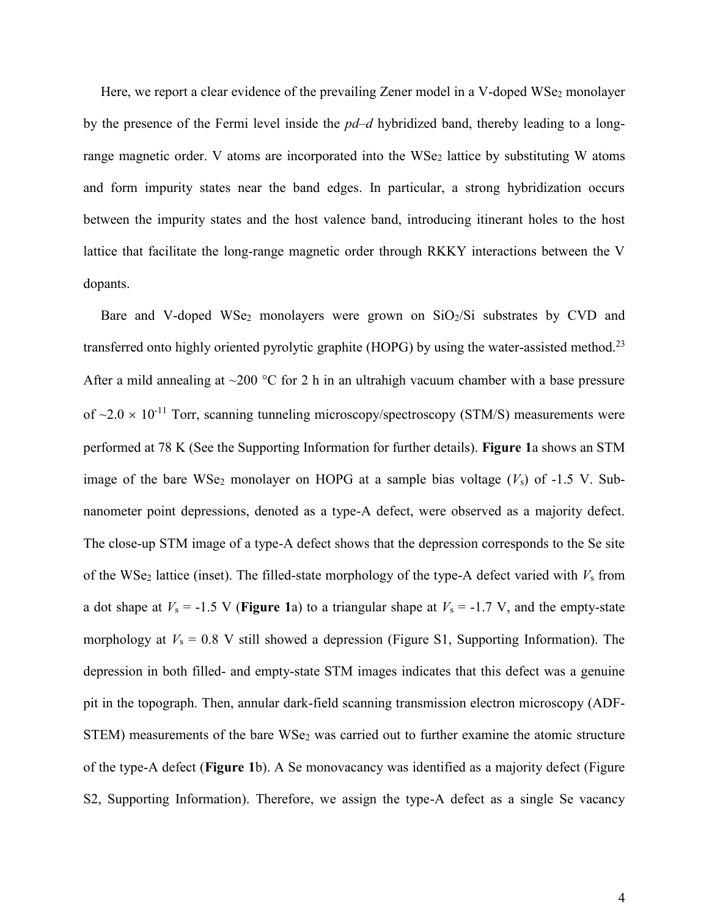Here, we report a clear evidence of the prevailing Zener model in a V-doped $WSe_2$ monolayer by the presence of the Fermi level inside the *pd–d* hybridized band, thereby leading to a long-range magnetic order. V atoms are incorporated into the $WSe_2$ lattice by substituting W atoms and form impurity states near the band edges. In particular, a strong hybridization occurs between the impurity states and the host valence band, introducing itinerant holes to the host lattice that facilitate the long-range magnetic order through RKKY interactions between the V dopants.

Bare and V-doped $WSe_2$ monolayers were grown on $SiO_2$/Si substrates by CVD and transferred onto highly oriented pyrolytic graphite (HOPG) by using the water-assisted method.[23] After a mild annealing at ~200 °C for 2 h in an ultrahigh vacuum chamber with a base pressure of $\sim 2.0 \times 10^{-11}$ Torr, scanning tunneling microscopy/spectroscopy (STM/S) measurements were performed at 78 K (See the Supporting Information for further details). **Figure 1**a shows an STM image of the bare $WSe_2$ monolayer on HOPG at a sample bias voltage ($V_s$) of -1.5 V. Sub-nanometer point depressions, denoted as a type-A defect, were observed as a majority defect. The close-up STM image of a type-A defect shows that the depression corresponds to the Se site of the $WSe_2$ lattice (inset). The filled-state morphology of the type-A defect varied with $V_s$ from a dot shape at $V_s$ = -1.5 V (**Figure 1**a) to a triangular shape at $V_s$ = -1.7 V, and the empty-state morphology at $V_s$ = 0.8 V still showed a depression (Figure S1, Supporting Information). The depression in both filled- and empty-state STM images indicates that this defect was a genuine pit in the topograph. Then, annular dark-field scanning transmission electron microscopy (ADF-STEM) measurements of the bare $WSe_2$ was carried out to further examine the atomic structure of the type-A defect (**Figure 1**b). A Se monovacancy was identified as a majority defect (Figure S2, Supporting Information). Therefore, we assign the type-A defect as a single Se vacancy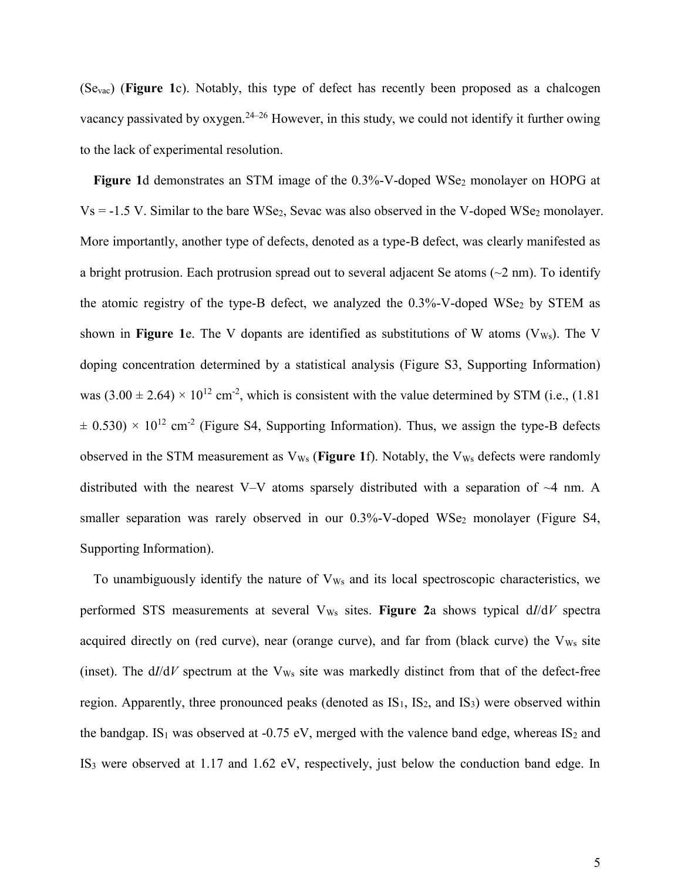($Se_{vac}$) (**Figure 1**c). Notably, this type of defect has recently been proposed as a chalcogen vacancy passivated by oxygen.[24–26] However, in this study, we could not identify it further owing to the lack of experimental resolution.

**Figure 1**d demonstrates an STM image of the 0.3%-V-doped $WSe_2$ monolayer on HOPG at Vs = -1.5 V. Similar to the bare $WSe_2$, Sevac was also observed in the V-doped $WSe_2$ monolayer. More importantly, another type of defects, denoted as a type-B defect, was clearly manifested as a bright protrusion. Each protrusion spread out to several adjacent Se atoms (~2 nm). To identify the atomic registry of the type-B defect, we analyzed the 0.3%-V-doped $WSe_2$ by STEM as shown in **Figure 1**e. The V dopants are identified as substitutions of W atoms ($V_{Ws}$). The V doping concentration determined by a statistical analysis (Figure S3, Supporting Information) was $(3.00 \pm 2.64) \times 10^{12}$ cm$^{-2}$, which is consistent with the value determined by STM (i.e., $(1.81 \pm 0.530) \times 10^{12}$ cm$^{-2}$ (Figure S4, Supporting Information). Thus, we assign the type-B defects observed in the STM measurement as $V_{Ws}$ (**Figure 1**f). Notably, the $V_{Ws}$ defects were randomly distributed with the nearest V–V atoms sparsely distributed with a separation of ~4 nm. A smaller separation was rarely observed in our 0.3%-V-doped $WSe_2$ monolayer (Figure S4, Supporting Information).

To unambiguously identify the nature of $V_{Ws}$ and its local spectroscopic characteristics, we performed STS measurements at several $V_{Ws}$ sites. **Figure 2**a shows typical d*I*/d*V* spectra acquired directly on (red curve), near (orange curve), and far from (black curve) the $V_{Ws}$ site (inset). The d*I*/d*V* spectrum at the $V_{Ws}$ site was markedly distinct from that of the defect-free region. Apparently, three pronounced peaks (denoted as $IS_1$, $IS_2$, and $IS_3$) were observed within the bandgap. $IS_1$ was observed at -0.75 eV, merged with the valence band edge, whereas $IS_2$ and $IS_3$ were observed at 1.17 and 1.62 eV, respectively, just below the conduction band edge. In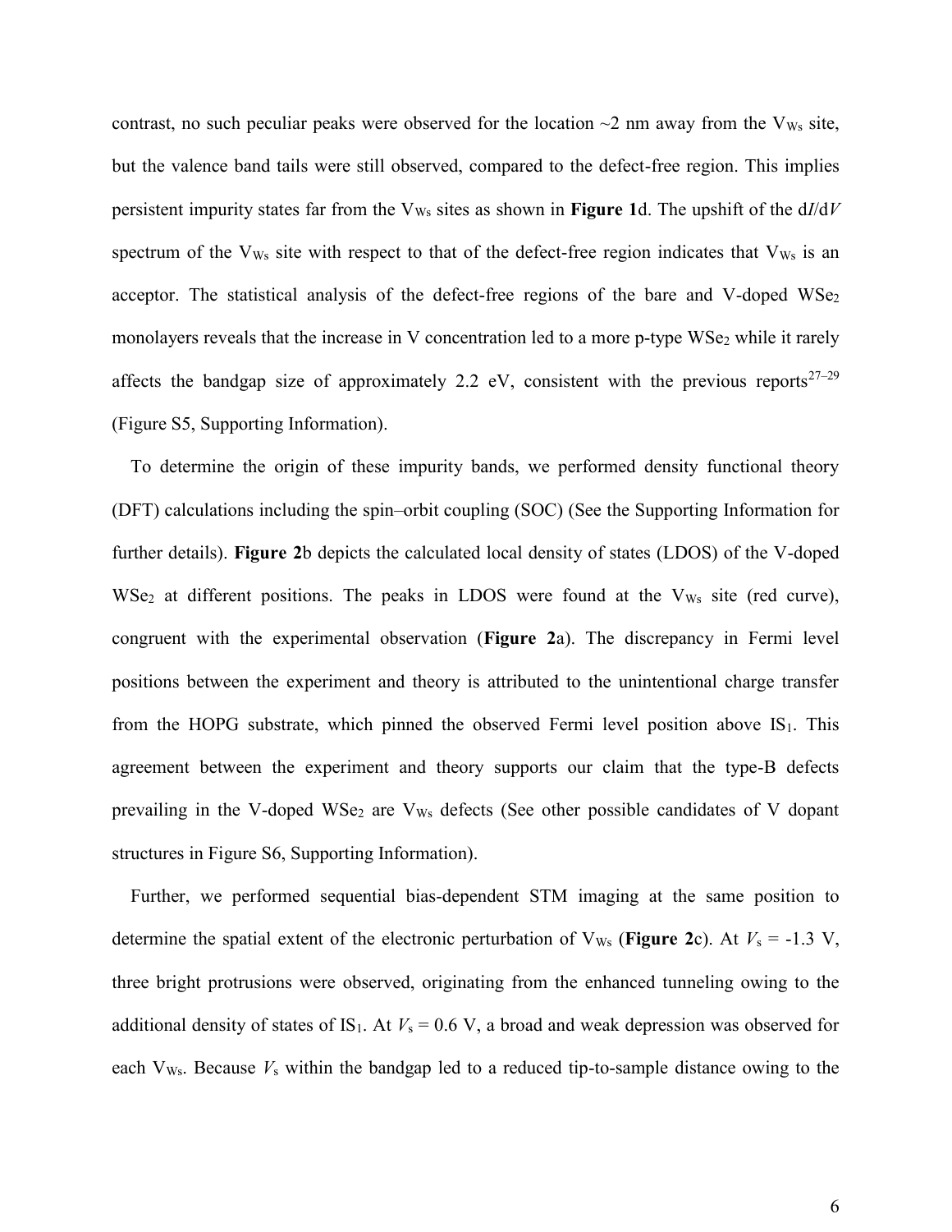contrast, no such peculiar peaks were observed for the location ~2 nm away from the $V_{Ws}$ site, but the valence band tails were still observed, compared to the defect-free region. This implies persistent impurity states far from the $V_{Ws}$ sites as shown in **Figure 1**d. The upshift of the d$I$/d$V$ spectrum of the $V_{Ws}$ site with respect to that of the defect-free region indicates that $V_{Ws}$ is an acceptor. The statistical analysis of the defect-free regions of the bare and V-doped $WSe_2$ monolayers reveals that the increase in V concentration led to a more p-type $WSe_2$ while it rarely affects the bandgap size of approximately 2.2 eV, consistent with the previous reports[27–29] (Figure S5, Supporting Information).

To determine the origin of these impurity bands, we performed density functional theory (DFT) calculations including the spin–orbit coupling (SOC) (See the Supporting Information for further details). **Figure 2**b depicts the calculated local density of states (LDOS) of the V-doped $WSe_2$ at different positions. The peaks in LDOS were found at the $V_{Ws}$ site (red curve), congruent with the experimental observation (**Figure 2**a). The discrepancy in Fermi level positions between the experiment and theory is attributed to the unintentional charge transfer from the HOPG substrate, which pinned the observed Fermi level position above $IS_1$. This agreement between the experiment and theory supports our claim that the type-B defects prevailing in the V-doped $WSe_2$ are $V_{Ws}$ defects (See other possible candidates of V dopant structures in Figure S6, Supporting Information).

Further, we performed sequential bias-dependent STM imaging at the same position to determine the spatial extent of the electronic perturbation of $V_{Ws}$ (**Figure 2**c). At $V_s$ = -1.3 V, three bright protrusions were observed, originating from the enhanced tunneling owing to the additional density of states of $IS_1$. At $V_s$ = 0.6 V, a broad and weak depression was observed for each $V_{Ws}$. Because $V_s$ within the bandgap led to a reduced tip-to-sample distance owing to the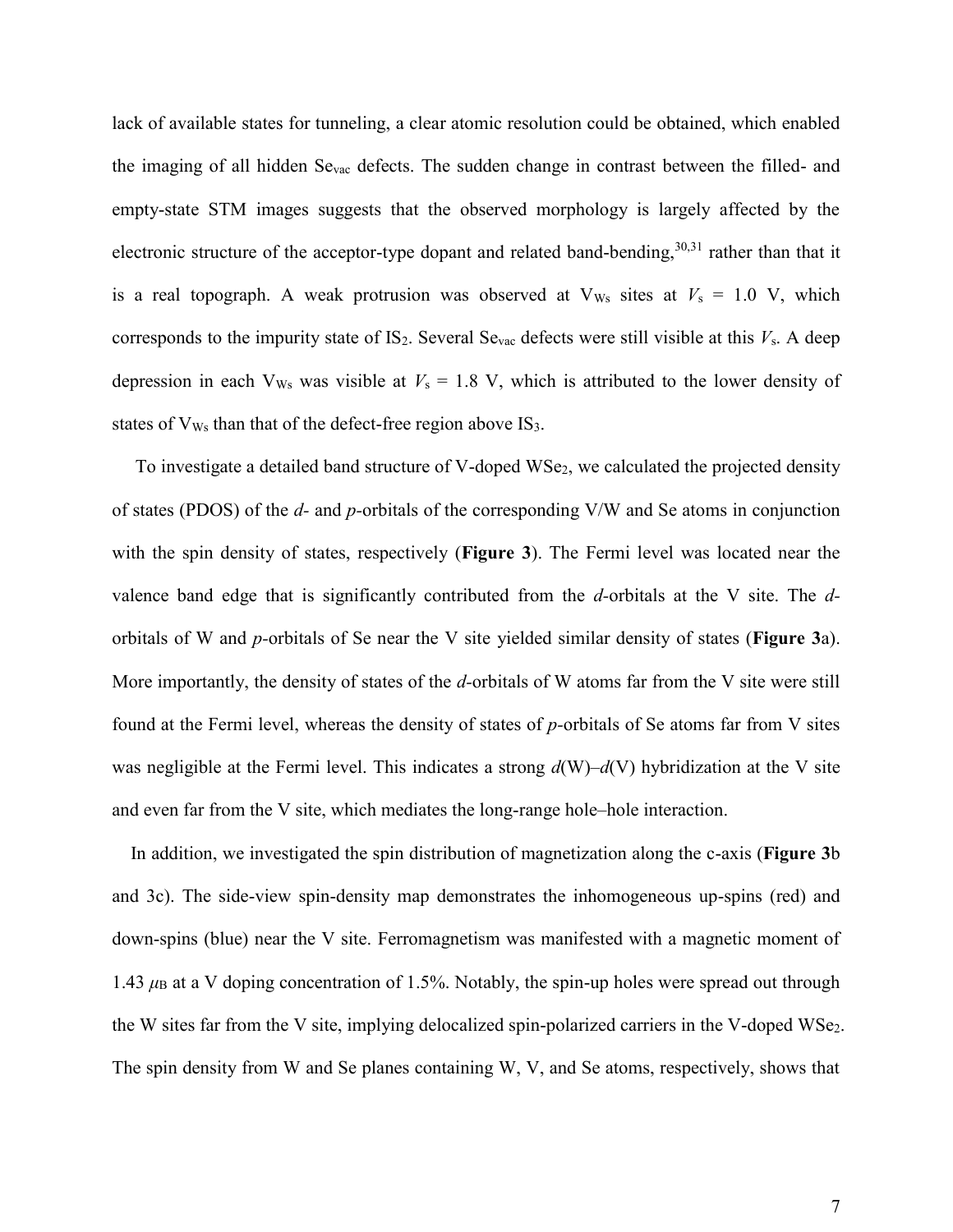lack of available states for tunneling, a clear atomic resolution could be obtained, which enabled the imaging of all hidden $Se_{vac}$ defects. The sudden change in contrast between the filled- and empty-state STM images suggests that the observed morphology is largely affected by the electronic structure of the acceptor-type dopant and related band-bending,[30,31] rather than that it is a real topograph. A weak protrusion was observed at $V_{Ws}$ sites at $V_s$ = 1.0 V, which corresponds to the impurity state of $IS_2$. Several $Se_{vac}$ defects were still visible at this $V_s$. A deep depression in each $V_{Ws}$ was visible at $V_s$ = 1.8 V, which is attributed to the lower density of states of $V_{Ws}$ than that of the defect-free region above $IS_3$.

To investigate a detailed band structure of V-doped $WSe_2$, we calculated the projected density of states (PDOS) of the *d*- and *p*-orbitals of the corresponding V/W and Se atoms in conjunction with the spin density of states, respectively (**Figure 3**). The Fermi level was located near the valence band edge that is significantly contributed from the *d*-orbitals at the V site. The *d*-orbitals of W and *p*-orbitals of Se near the V site yielded similar density of states (**Figure 3**a). More importantly, the density of states of the *d*-orbitals of W atoms far from the V site were still found at the Fermi level, whereas the density of states of *p*-orbitals of Se atoms far from V sites was negligible at the Fermi level. This indicates a strong *d*(W)–*d*(V) hybridization at the V site and even far from the V site, which mediates the long-range hole–hole interaction.

In addition, we investigated the spin distribution of magnetization along the c-axis (**Figure 3**b and 3c). The side-view spin-density map demonstrates the inhomogeneous up-spins (red) and down-spins (blue) near the V site. Ferromagnetism was manifested with a magnetic moment of 1.43 $\mu_B$ at a V doping concentration of 1.5%. Notably, the spin-up holes were spread out through the W sites far from the V site, implying delocalized spin-polarized carriers in the V-doped $WSe_2$. The spin density from W and Se planes containing W, V, and Se atoms, respectively, shows that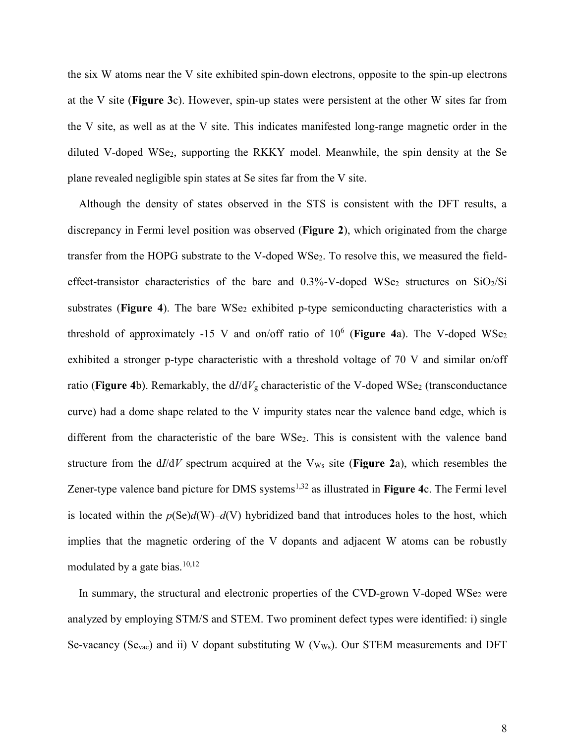the six W atoms near the V site exhibited spin-down electrons, opposite to the spin-up electrons at the V site (**Figure 3**c). However, spin-up states were persistent at the other W sites far from the V site, as well as at the V site. This indicates manifested long-range magnetic order in the diluted V-doped $WSe_2$, supporting the RKKY model. Meanwhile, the spin density at the Se plane revealed negligible spin states at Se sites far from the V site.

Although the density of states observed in the STS is consistent with the DFT results, a discrepancy in Fermi level position was observed (**Figure 2**), which originated from the charge transfer from the HOPG substrate to the V-doped $WSe_2$. To resolve this, we measured the field-effect-transistor characteristics of the bare and 0.3%-V-doped $WSe_2$ structures on $SiO_2$/Si substrates (**Figure 4**). The bare $WSe_2$ exhibited p-type semiconducting characteristics with a threshold of approximately -15 V and on/off ratio of $10^6$ (**Figure 4**a). The V-doped $WSe_2$ exhibited a stronger p-type characteristic with a threshold voltage of 70 V and similar on/off ratio (**Figure 4**b). Remarkably, the $dI/dV_g$ characteristic of the V-doped $WSe_2$ (transconductance curve) had a dome shape related to the V impurity states near the valence band edge, which is different from the characteristic of the bare $WSe_2$. This is consistent with the valence band structure from the $dI/dV$ spectrum acquired at the $V_{Ws}$ site (**Figure 2**a), which resembles the Zener-type valence band picture for DMS systems[1,32] as illustrated in **Figure 4**c. The Fermi level is located within the $p$(Se)$d$(W)–$d$(V) hybridized band that introduces holes to the host, which implies that the magnetic ordering of the V dopants and adjacent W atoms can be robustly modulated by a gate bias.[10,12]

In summary, the structural and electronic properties of the CVD-grown V-doped $WSe_2$ were analyzed by employing STM/S and STEM. Two prominent defect types were identified: i) single Se-vacancy ($Se_{vac}$) and ii) V dopant substituting W ($V_{Ws}$). Our STEM measurements and DFT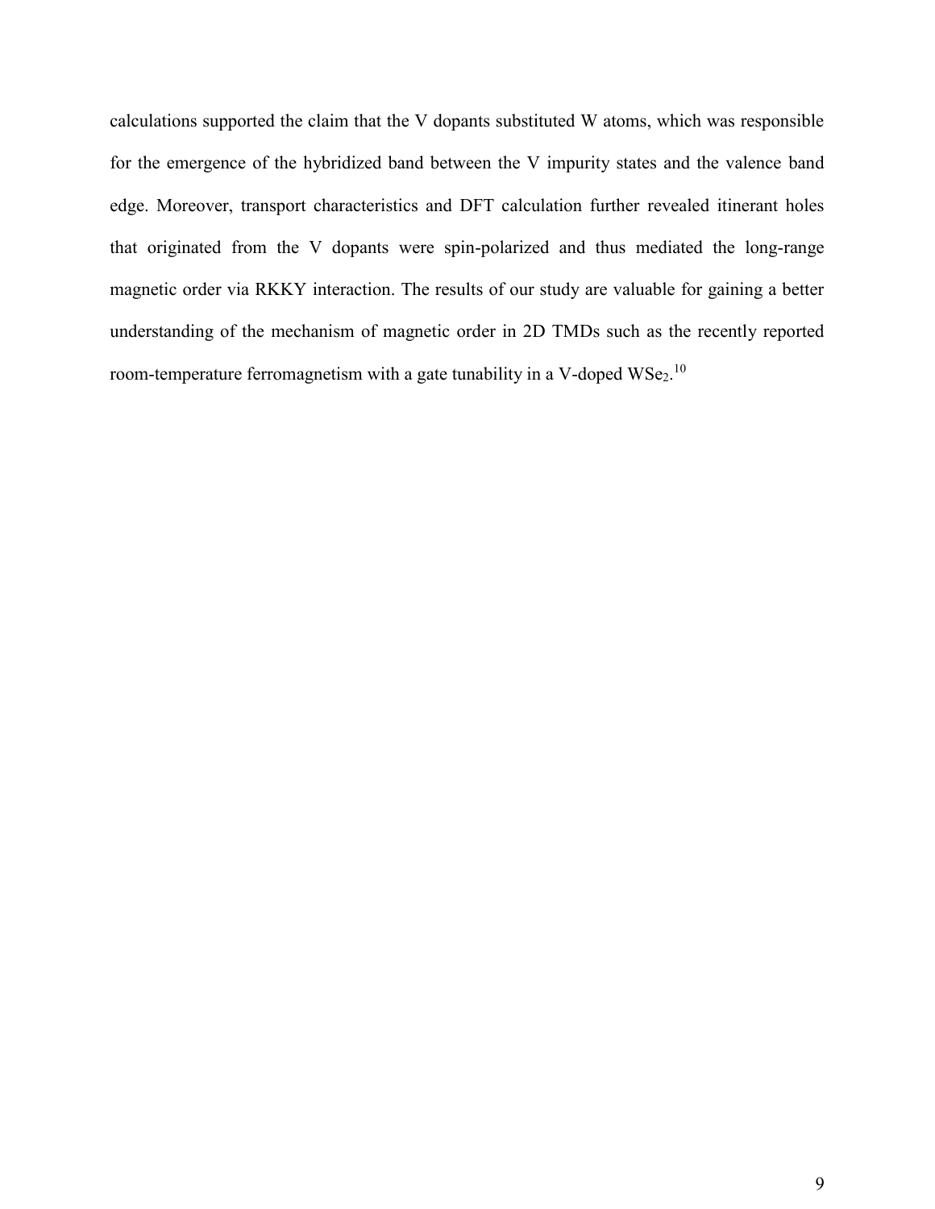calculations supported the claim that the V dopants substituted W atoms, which was responsible for the emergence of the hybridized band between the V impurity states and the valence band edge. Moreover, transport characteristics and DFT calculation further revealed itinerant holes that originated from the V dopants were spin-polarized and thus mediated the long-range magnetic order via RKKY interaction. The results of our study are valuable for gaining a better understanding of the mechanism of magnetic order in 2D TMDs such as the recently reported room-temperature ferromagnetism with a gate tunability in a V-doped $WSe_2$.[10]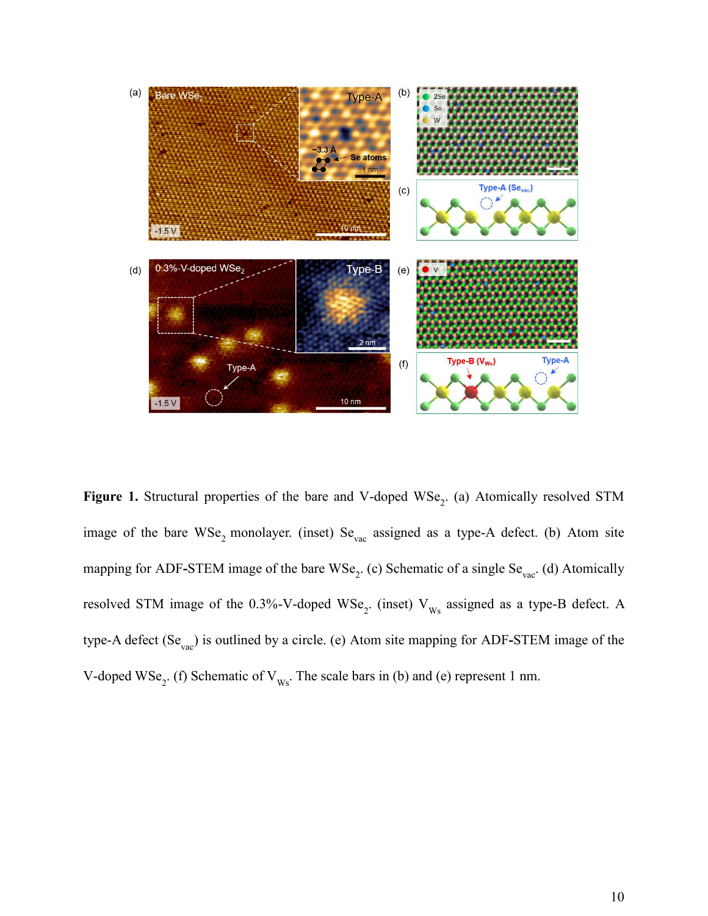**Figure 1.** Structural properties of the bare and V-doped $WSe_2$. (a) Atomically resolved STM image of the bare $WSe_2$ monolayer. (inset) $Se_{vac}$ assigned as a type-A defect. (b) Atom site mapping for ADF-STEM image of the bare $WSe_2$. (c) Schematic of a single $Se_{vac}$. (d) Atomically resolved STM image of the 0.3%-V-doped $WSe_2$. (inset) $V_{Ws}$ assigned as a type-B defect. A type-A defect ($Se_{vac}$) is outlined by a circle. (e) Atom site mapping for ADF-STEM image of the V-doped $WSe_2$. (f) Schematic of $V_{Ws}$. The scale bars in (b) and (e) represent 1 nm.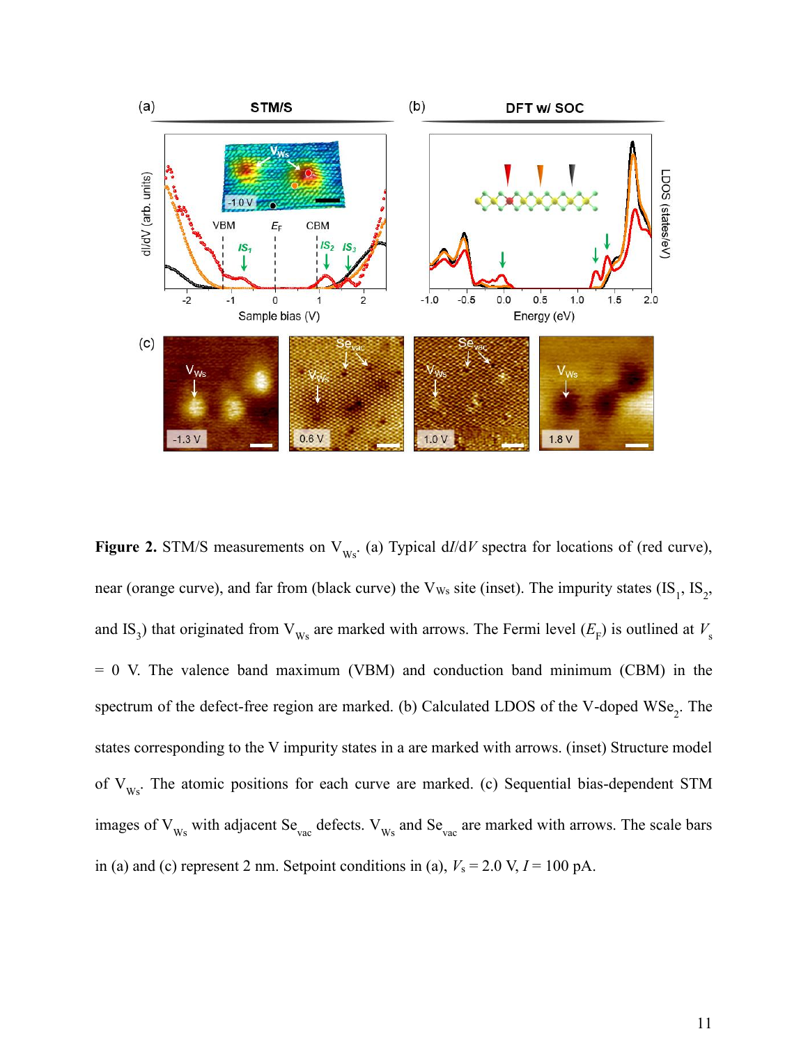**Figure 2.** STM/S measurements on $V_{Ws}$. (a) Typical d$I$/d$V$ spectra for locations of (red curve), near (orange curve), and far from (black curve) the $V_{Ws}$ site (inset). The impurity states ($IS_1$, $IS_2$, and $IS_3$) that originated from $V_{Ws}$ are marked with arrows. The Fermi level ($E_F$) is outlined at $V_s$ = 0 V. The valence band maximum (VBM) and conduction band minimum (CBM) in the spectrum of the defect-free region are marked. (b) Calculated LDOS of the V-doped $WSe_2$. The states corresponding to the V impurity states in a are marked with arrows. (inset) Structure model of $V_{Ws}$. The atomic positions for each curve are marked. (c) Sequential bias-dependent STM images of $V_{Ws}$ with adjacent $Se_{vac}$ defects. $V_{Ws}$ and $Se_{vac}$ are marked with arrows. The scale bars in (a) and (c) represent 2 nm. Setpoint conditions in (a), $V_s$ = 2.0 V, $I$ = 100 pA.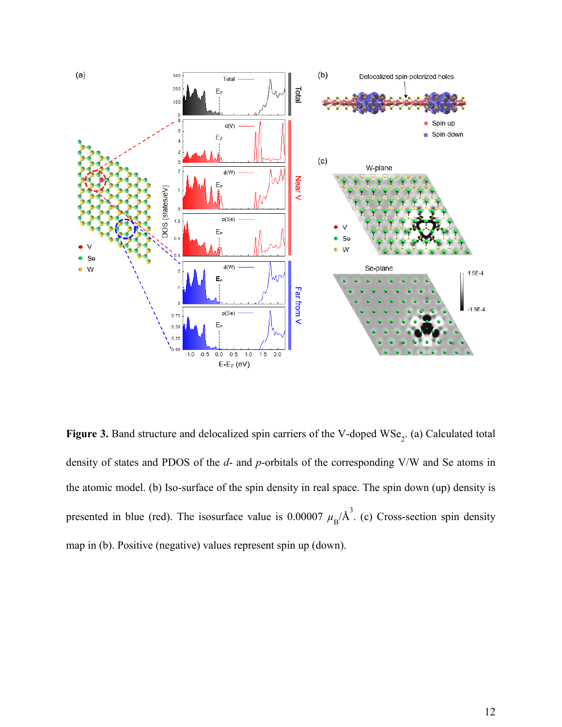**Figure 3.** Band structure and delocalized spin carriers of the V-doped $WSe_2$. (a) Calculated total density of states and PDOS of the *d*- and *p*-orbitals of the corresponding V/W and Se atoms in the atomic model. (b) Iso-surface of the spin density in real space. The spin down (up) density is presented in blue (red). The isosurface value is 0.00007 $\mu_B/Å^3$. (c) Cross-section spin density map in (b). Positive (negative) values represent spin up (down).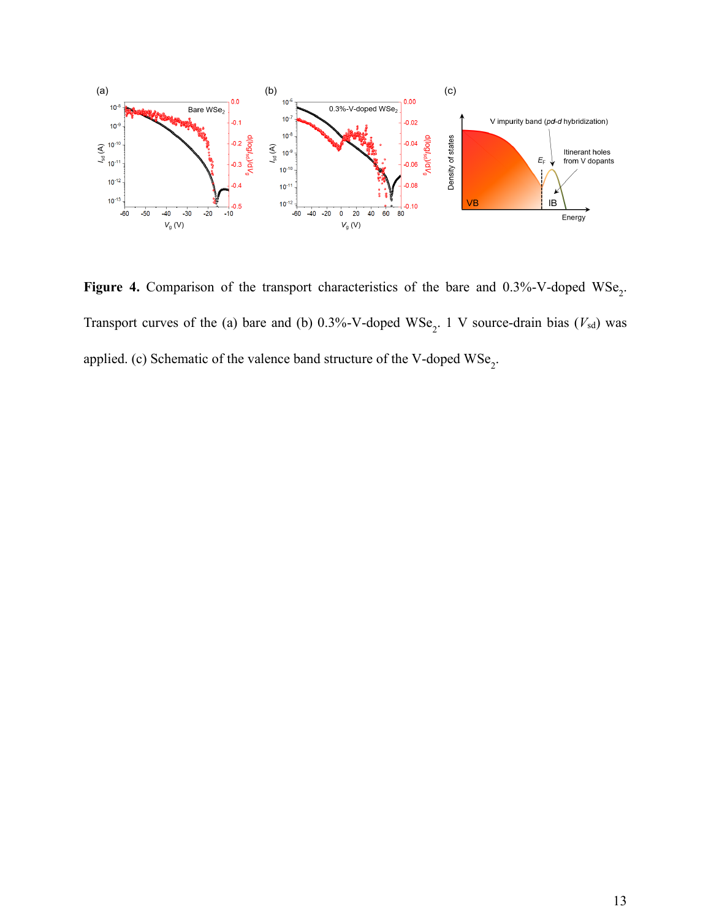**Figure 4.** Comparison of the transport characteristics of the bare and 0.3%-V-doped $WSe_2$. Transport curves of the (a) bare and (b) 0.3%-V-doped $WSe_2$. 1 V source-drain bias ($V_{sd}$) was applied. (c) Schematic of the valence band structure of the V-doped $WSe_2$.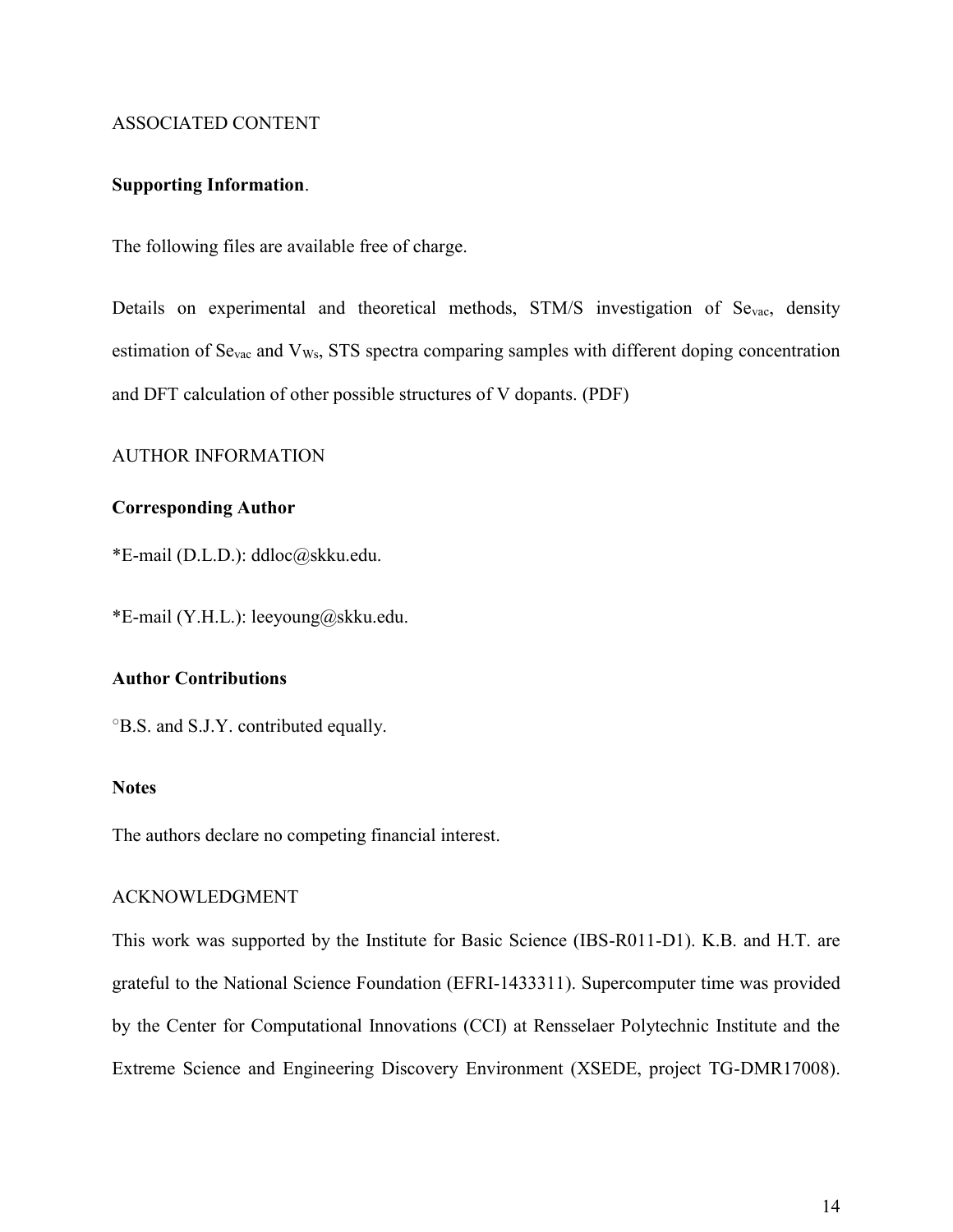ASSOCIATED CONTENT

**Supporting Information**.

The following files are available free of charge.

Details on experimental and theoretical methods, STM/S investigation of $Se_{vac}$, density estimation of $Se_{vac}$ and $V_{Ws}$, STS spectra comparing samples with different doping concentration and DFT calculation of other possible structures of V dopants. (PDF)

AUTHOR INFORMATION

**Corresponding Author**

*E-mail (D.L.D.): ddloc@skku.edu.

*E-mail (Y.H.L.): leeyoung@skku.edu.

**Author Contributions**

°B.S. and S.J.Y. contributed equally.

**Notes**

The authors declare no competing financial interest.

ACKNOWLEDGMENT

This work was supported by the Institute for Basic Science (IBS-R011-D1). K.B. and H.T. are grateful to the National Science Foundation (EFRI-1433311). Supercomputer time was provided by the Center for Computational Innovations (CCI) at Rensselaer Polytechnic Institute and the Extreme Science and Engineering Discovery Environment (XSEDE, project TG-DMR17008).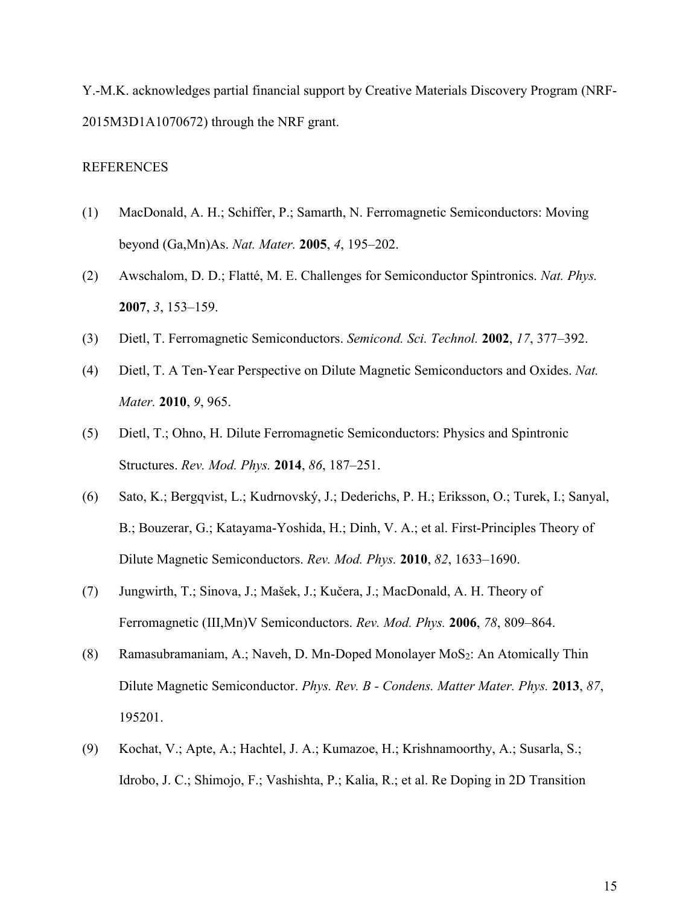Y.-M.K. acknowledges partial financial support by Creative Materials Discovery Program (NRF-2015M3D1A1070672) through the NRF grant.

REFERENCES

(1) MacDonald, A. H.; Schiffer, P.; Samarth, N. Ferromagnetic Semiconductors: Moving beyond (Ga,Mn)As. *Nat. Mater.* **2005**, *4*, 195–202.

(2) Awschalom, D. D.; Flatté, M. E. Challenges for Semiconductor Spintronics. *Nat. Phys.* **2007**, *3*, 153–159.

(3) Dietl, T. Ferromagnetic Semiconductors. *Semicond. Sci. Technol.* **2002**, *17*, 377–392.

(4) Dietl, T. A Ten-Year Perspective on Dilute Magnetic Semiconductors and Oxides. *Nat. Mater.* **2010**, *9*, 965.

(5) Dietl, T.; Ohno, H. Dilute Ferromagnetic Semiconductors: Physics and Spintronic Structures. *Rev. Mod. Phys.* **2014**, *86*, 187–251.

(6) Sato, K.; Bergqvist, L.; Kudrnovský, J.; Dederichs, P. H.; Eriksson, O.; Turek, I.; Sanyal, B.; Bouzerar, G.; Katayama-Yoshida, H.; Dinh, V. A.; et al. First-Principles Theory of Dilute Magnetic Semiconductors. *Rev. Mod. Phys.* **2010**, *82*, 1633–1690.

(7) Jungwirth, T.; Sinova, J.; Mašek, J.; Kučera, J.; MacDonald, A. H. Theory of Ferromagnetic (III,Mn)V Semiconductors. *Rev. Mod. Phys.* **2006**, *78*, 809–864.

(8) Ramasubramaniam, A.; Naveh, D. Mn-Doped Monolayer $MoS_2$: An Atomically Thin Dilute Magnetic Semiconductor. *Phys. Rev. B - Condens. Matter Mater. Phys.* **2013**, *87*, 195201.

(9) Kochat, V.; Apte, A.; Hachtel, J. A.; Kumazoe, H.; Krishnamoorthy, A.; Susarla, S.; Idrobo, J. C.; Shimojo, F.; Vashishta, P.; Kalia, R.; et al. Re Doping in 2D Transition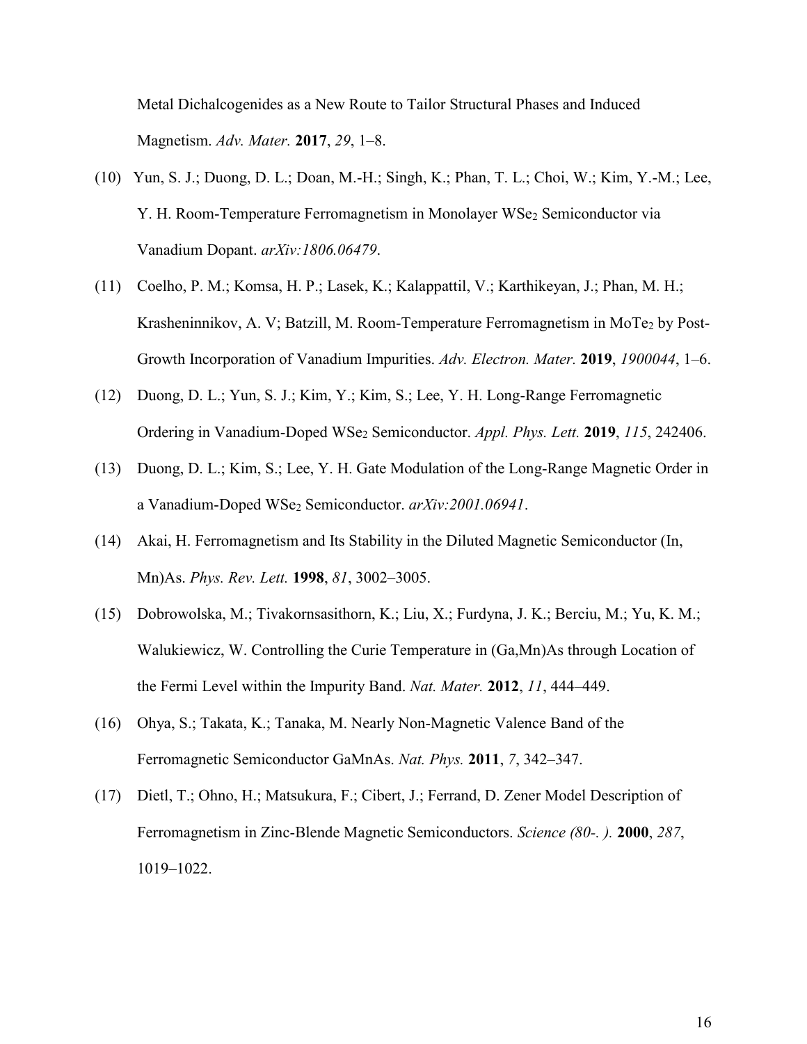Metal Dichalcogenides as a New Route to Tailor Structural Phases and Induced Magnetism. *Adv. Mater.* **2017**, *29*, 1–8.

(10) Yun, S. J.; Duong, D. L.; Doan, M.-H.; Singh, K.; Phan, T. L.; Choi, W.; Kim, Y.-M.; Lee, Y. H. Room-Temperature Ferromagnetism in Monolayer $WSe_2$ Semiconductor via Vanadium Dopant. *arXiv:1806.06479*.

(11) Coelho, P. M.; Komsa, H. P.; Lasek, K.; Kalappattil, V.; Karthikeyan, J.; Phan, M. H.; Krasheninnikov, A. V; Batzill, M. Room-Temperature Ferromagnetism in $MoTe_2$ by Post-Growth Incorporation of Vanadium Impurities. *Adv. Electron. Mater.* **2019**, *1900044*, 1–6.

(12) Duong, D. L.; Yun, S. J.; Kim, Y.; Kim, S.; Lee, Y. H. Long-Range Ferromagnetic Ordering in Vanadium-Doped $WSe_2$ Semiconductor. *Appl. Phys. Lett.* **2019**, *115*, 242406.

(13) Duong, D. L.; Kim, S.; Lee, Y. H. Gate Modulation of the Long-Range Magnetic Order in a Vanadium-Doped $WSe_2$ Semiconductor. *arXiv:2001.06941*.

(14) Akai, H. Ferromagnetism and Its Stability in the Diluted Magnetic Semiconductor (In, Mn)As. *Phys. Rev. Lett.* **1998**, *81*, 3002–3005.

(15) Dobrowolska, M.; Tivakornsasithorn, K.; Liu, X.; Furdyna, J. K.; Berciu, M.; Yu, K. M.; Walukiewicz, W. Controlling the Curie Temperature in (Ga,Mn)As through Location of the Fermi Level within the Impurity Band. *Nat. Mater.* **2012**, *11*, 444–449.

(16) Ohya, S.; Takata, K.; Tanaka, M. Nearly Non-Magnetic Valence Band of the Ferromagnetic Semiconductor GaMnAs. *Nat. Phys.* **2011**, *7*, 342–347.

(17) Dietl, T.; Ohno, H.; Matsukura, F.; Cibert, J.; Ferrand, D. Zener Model Description of Ferromagnetism in Zinc-Blende Magnetic Semiconductors. *Science (80-. ).* **2000**, *287*, 1019–1022.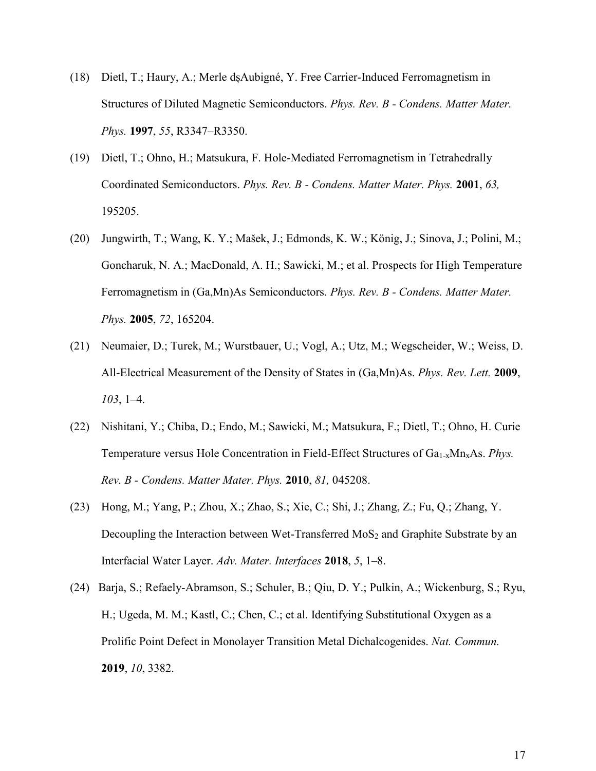(18) Dietl, T.; Haury, A.; Merle dşAubigné, Y. Free Carrier-Induced Ferromagnetism in Structures of Diluted Magnetic Semiconductors. *Phys. Rev. B - Condens. Matter Mater. Phys.* **1997**, *55*, R3347–R3350.

(19) Dietl, T.; Ohno, H.; Matsukura, F. Hole-Mediated Ferromagnetism in Tetrahedrally Coordinated Semiconductors. *Phys. Rev. B - Condens. Matter Mater. Phys.* **2001**, *63,* 195205.

(20) Jungwirth, T.; Wang, K. Y.; Mašek, J.; Edmonds, K. W.; König, J.; Sinova, J.; Polini, M.; Goncharuk, N. A.; MacDonald, A. H.; Sawicki, M.; et al. Prospects for High Temperature Ferromagnetism in (Ga,Mn)As Semiconductors. *Phys. Rev. B - Condens. Matter Mater. Phys.* **2005**, *72*, 165204.

(21) Neumaier, D.; Turek, M.; Wurstbauer, U.; Vogl, A.; Utz, M.; Wegscheider, W.; Weiss, D. All-Electrical Measurement of the Density of States in (Ga,Mn)As. *Phys. Rev. Lett.* **2009**, *103*, 1–4.

(22) Nishitani, Y.; Chiba, D.; Endo, M.; Sawicki, M.; Matsukura, F.; Dietl, T.; Ohno, H. Curie Temperature versus Hole Concentration in Field-Effect Structures of $Ga_{1-x}Mn_xAs$. *Phys. Rev. B - Condens. Matter Mater. Phys.* **2010**, *81,* 045208.

(23) Hong, M.; Yang, P.; Zhou, X.; Zhao, S.; Xie, C.; Shi, J.; Zhang, Z.; Fu, Q.; Zhang, Y. Decoupling the Interaction between Wet-Transferred $MoS_2$ and Graphite Substrate by an Interfacial Water Layer. *Adv. Mater. Interfaces* **2018**, *5*, 1–8.

(24) Barja, S.; Refaely-Abramson, S.; Schuler, B.; Qiu, D. Y.; Pulkin, A.; Wickenburg, S.; Ryu, H.; Ugeda, M. M.; Kastl, C.; Chen, C.; et al. Identifying Substitutional Oxygen as a Prolific Point Defect in Monolayer Transition Metal Dichalcogenides. *Nat. Commun.* **2019**, *10*, 3382.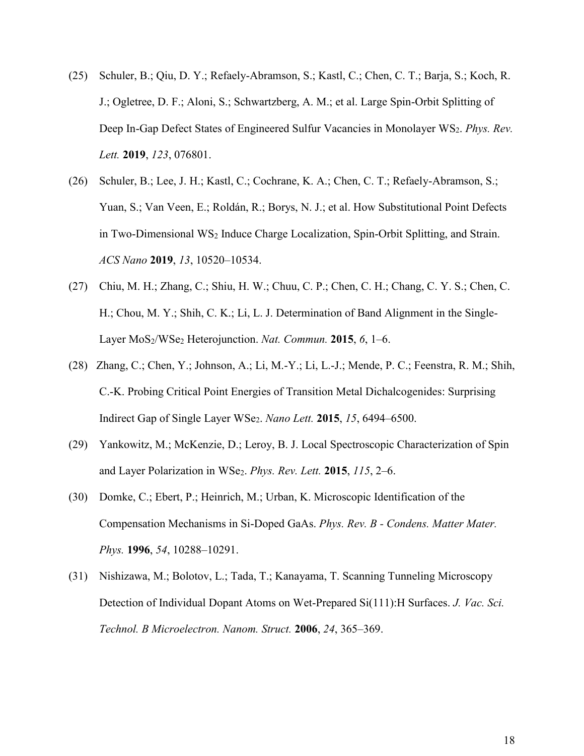(25) Schuler, B.; Qiu, D. Y.; Refaely-Abramson, S.; Kastl, C.; Chen, C. T.; Barja, S.; Koch, R. J.; Ogletree, D. F.; Aloni, S.; Schwartzberg, A. M.; et al. Large Spin-Orbit Splitting of Deep In-Gap Defect States of Engineered Sulfur Vacancies in Monolayer $WS_2$. *Phys. Rev. Lett.* **2019**, *123*, 076801.

(26) Schuler, B.; Lee, J. H.; Kastl, C.; Cochrane, K. A.; Chen, C. T.; Refaely-Abramson, S.; Yuan, S.; Van Veen, E.; Roldán, R.; Borys, N. J.; et al. How Substitutional Point Defects in Two-Dimensional $WS_2$ Induce Charge Localization, Spin-Orbit Splitting, and Strain. *ACS Nano* **2019**, *13*, 10520–10534.

(27) Chiu, M. H.; Zhang, C.; Shiu, H. W.; Chuu, C. P.; Chen, C. H.; Chang, C. Y. S.; Chen, C. H.; Chou, M. Y.; Shih, C. K.; Li, L. J. Determination of Band Alignment in the Single-Layer $MoS_2$/$WSe_2$ Heterojunction. *Nat. Commun.* **2015**, *6*, 1–6.

(28) Zhang, C.; Chen, Y.; Johnson, A.; Li, M.-Y.; Li, L.-J.; Mende, P. C.; Feenstra, R. M.; Shih, C.-K. Probing Critical Point Energies of Transition Metal Dichalcogenides: Surprising Indirect Gap of Single Layer $WSe_2$. *Nano Lett.* **2015**, *15*, 6494–6500.

(29) Yankowitz, M.; McKenzie, D.; Leroy, B. J. Local Spectroscopic Characterization of Spin and Layer Polarization in $WSe_2$. *Phys. Rev. Lett.* **2015**, *115*, 2–6.

(30) Domke, C.; Ebert, P.; Heinrich, M.; Urban, K. Microscopic Identification of the Compensation Mechanisms in Si-Doped GaAs. *Phys. Rev. B - Condens. Matter Mater. Phys.* **1996**, *54*, 10288–10291.

(31) Nishizawa, M.; Bolotov, L.; Tada, T.; Kanayama, T. Scanning Tunneling Microscopy Detection of Individual Dopant Atoms on Wet-Prepared Si(111):H Surfaces. *J. Vac. Sci. Technol. B Microelectron. Nanom. Struct.* **2006**, *24*, 365–369.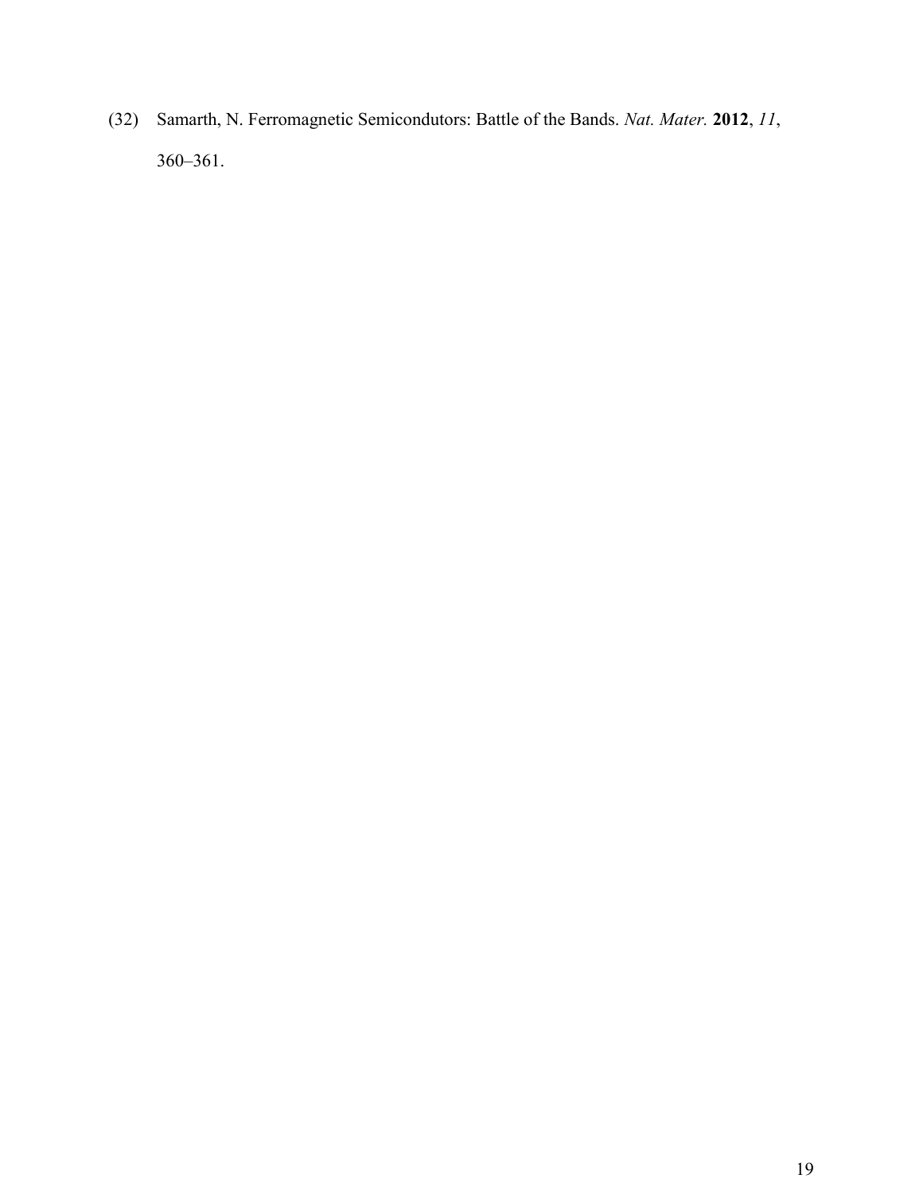(32) Samarth, N. Ferromagnetic Semicondutors: Battle of the Bands. *Nat. Mater.* **2012**, *11*, 360–361.